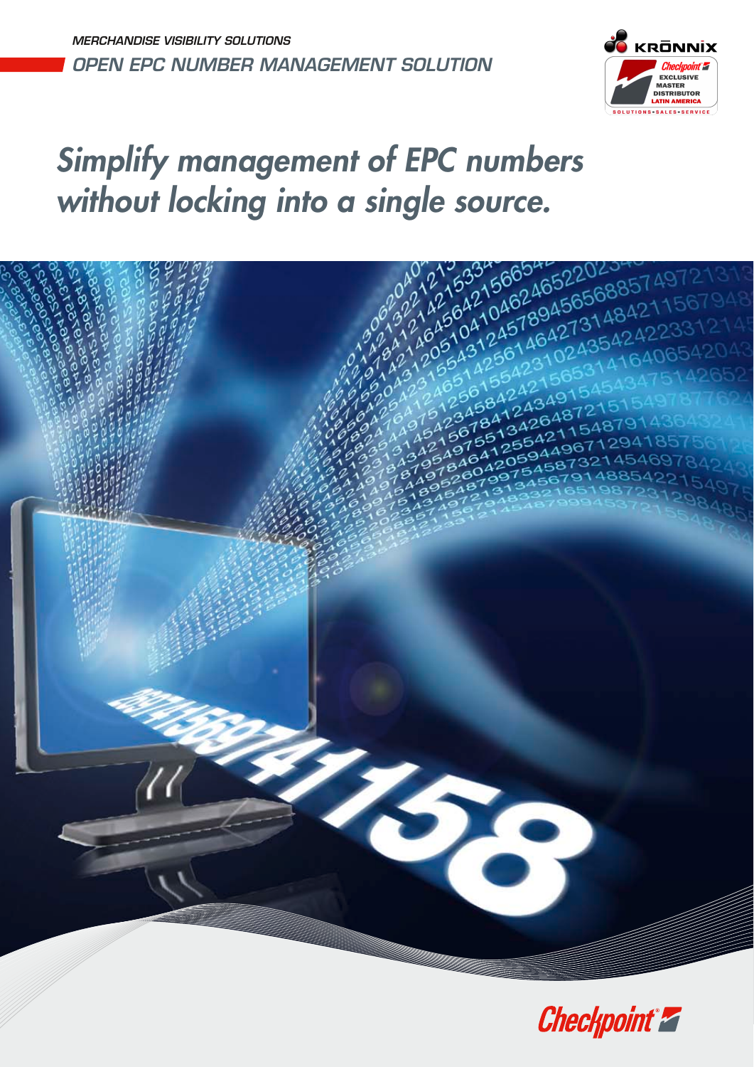MERCHANDISE VISIBILITY SOLUTIONS

OPEN EPC NUMBER MANAGEMENT SOLUTION

KRŌNNIX — Checkpoint EXCLUSIVE MASTER DISTRIBUTOR LATIN AMERICA — SOLUTIONS • SALES • SERVICE

# *Simplify management of EPC numbers without locking into a single source.*

Checkpoint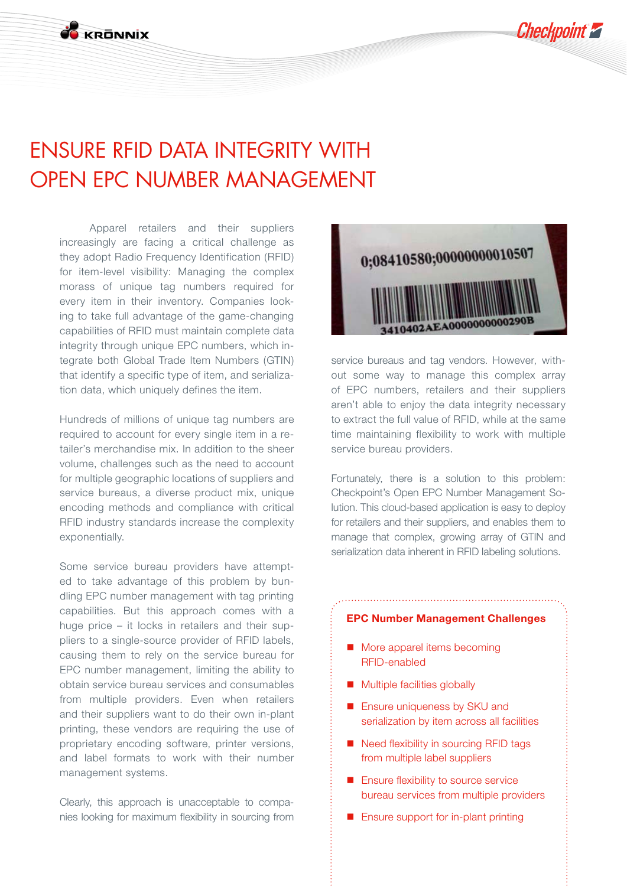// OPEN EPC NUMBER MANAGEMENT

# ENSURE RFID DATA INTEGRITY WITH OPEN EPC NUMBER MANAGEMENT

Apparel retailers and their suppliers increasingly are facing a critical challenge as they adopt Radio Frequency Identification (RFID) for item-level visibility: Managing the complex morass of unique tag numbers required for every item in their inventory. Companies looking to take full advantage of the game-changing capabilities of RFID must maintain complete data integrity through unique EPC numbers, which integrate both Global Trade Item Numbers (GTIN) that identify a specific type of item, and serialization data, which uniquely defines the item.

Hundreds of millions of unique tag numbers are required to account for every single item in a retailer's merchandise mix. In addition to the sheer volume, challenges such as the need to account for multiple geographic locations of suppliers and service bureaus, a diverse product mix, unique encoding methods and compliance with critical RFID industry standards increase the complexity exponentially.

Some service bureau providers have attempted to take advantage of this problem by bundling EPC number management with tag printing capabilities. But this approach comes with a huge price – it locks in retailers and their suppliers to a single-source provider of RFID labels, causing them to rely on the service bureau for EPC number management, limiting the ability to obtain service bureau services and consumables from multiple providers. Even when retailers and their suppliers want to do their own in-plant printing, these vendors are requiring the use of proprietary encoding software, printer versions, and label formats to work with their number management systems.

Clearly, this approach is unacceptable to companies looking for maximum flexibility in sourcing from service bureaus and tag vendors. However, without some way to manage this complex array of EPC numbers, retailers and their suppliers aren't able to enjoy the data integrity necessary to extract the full value of RFID, while at the same time maintaining flexibility to work with multiple service bureau providers.

Fortunately, there is a solution to this problem: Checkpoint's Open EPC Number Management Solution. This cloud-based application is easy to deploy for retailers and their suppliers, and enables them to manage that complex, growing array of GTIN and serialization data inherent in RFID labeling solutions.

**EPC Number Management Challenges**

- More apparel items becoming RFID-enabled
- Multiple facilities globally
- Ensure uniqueness by SKU and serialization by item across all facilities
- Need flexibility in sourcing RFID tags from multiple label suppliers
- Ensure flexibility to source service bureau services from multiple providers
- Ensure support for in-plant printing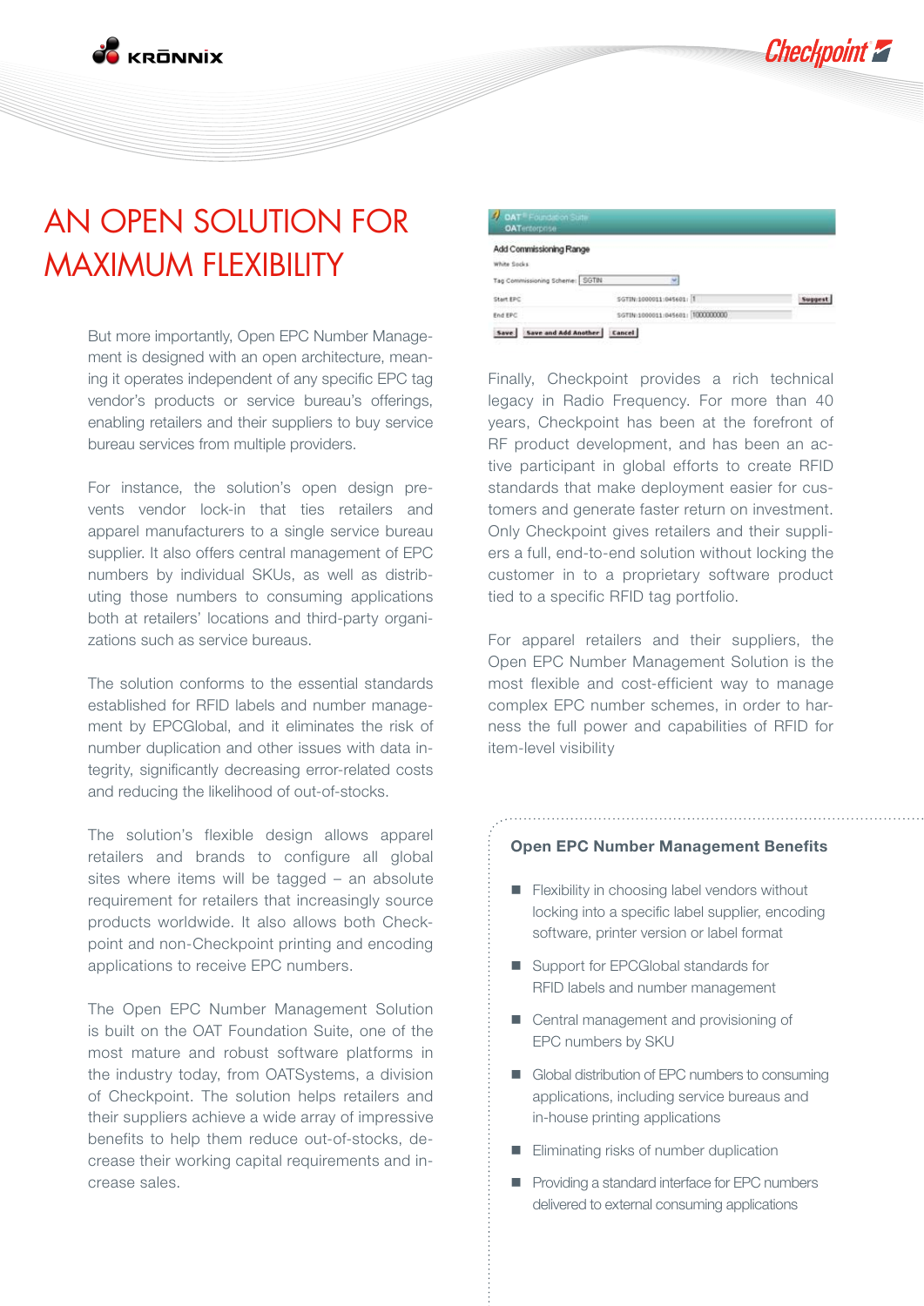# AN OPEN SOLUTION FOR MAXIMUM FLEXIBILITY

But more importantly, Open EPC Number Management is designed with an open architecture, meaning it operates independent of any specific EPC tag vendor's products or service bureau's offerings, enabling retailers and their suppliers to buy service bureau services from multiple providers.

For instance, the solution's open design prevents vendor lock-in that ties retailers and apparel manufacturers to a single service bureau supplier. It also offers central management of EPC numbers by individual SKUs, as well as distributing those numbers to consuming applications both at retailers' locations and third-party organizations such as service bureaus.

The solution conforms to the essential standards established for RFID labels and number management by EPCGlobal, and it eliminates the risk of number duplication and other issues with data integrity, significantly decreasing error-related costs and reducing the likelihood of out-of-stocks.

The solution's flexible design allows apparel retailers and brands to configure all global sites where items will be tagged – an absolute requirement for retailers that increasingly source products worldwide. It also allows both Checkpoint and non-Checkpoint printing and encoding applications to receive EPC numbers.

The Open EPC Number Management Solution is built on the OAT Foundation Suite, one of the most mature and robust software platforms in the industry today, from OATSystems, a division of Checkpoint. The solution helps retailers and their suppliers achieve a wide array of impressive benefits to help them reduce out-of-stocks, decrease their working capital requirements and increase sales.

Finally, Checkpoint provides a rich technical legacy in Radio Frequency. For more than 40 years, Checkpoint has been at the forefront of RF product development, and has been an active participant in global efforts to create RFID standards that make deployment easier for customers and generate faster return on investment. Only Checkpoint gives retailers and their suppliers a full, end-to-end solution without locking the customer in to a proprietary software product tied to a specific RFID tag portfolio.

For apparel retailers and their suppliers, the Open EPC Number Management Solution is the most flexible and cost-efficient way to manage complex EPC number schemes, in order to harness the full power and capabilities of RFID for item-level visibility

### Open EPC Number Management Benefits

- Flexibility in choosing label vendors without locking into a specific label supplier, encoding software, printer version or label format
- Support for EPCGlobal standards for RFID labels and number management
- Central management and provisioning of EPC numbers by SKU
- Global distribution of EPC numbers to consuming applications, including service bureaus and in-house printing applications
- Eliminating risks of number duplication
- Providing a standard interface for EPC numbers delivered to external consuming applications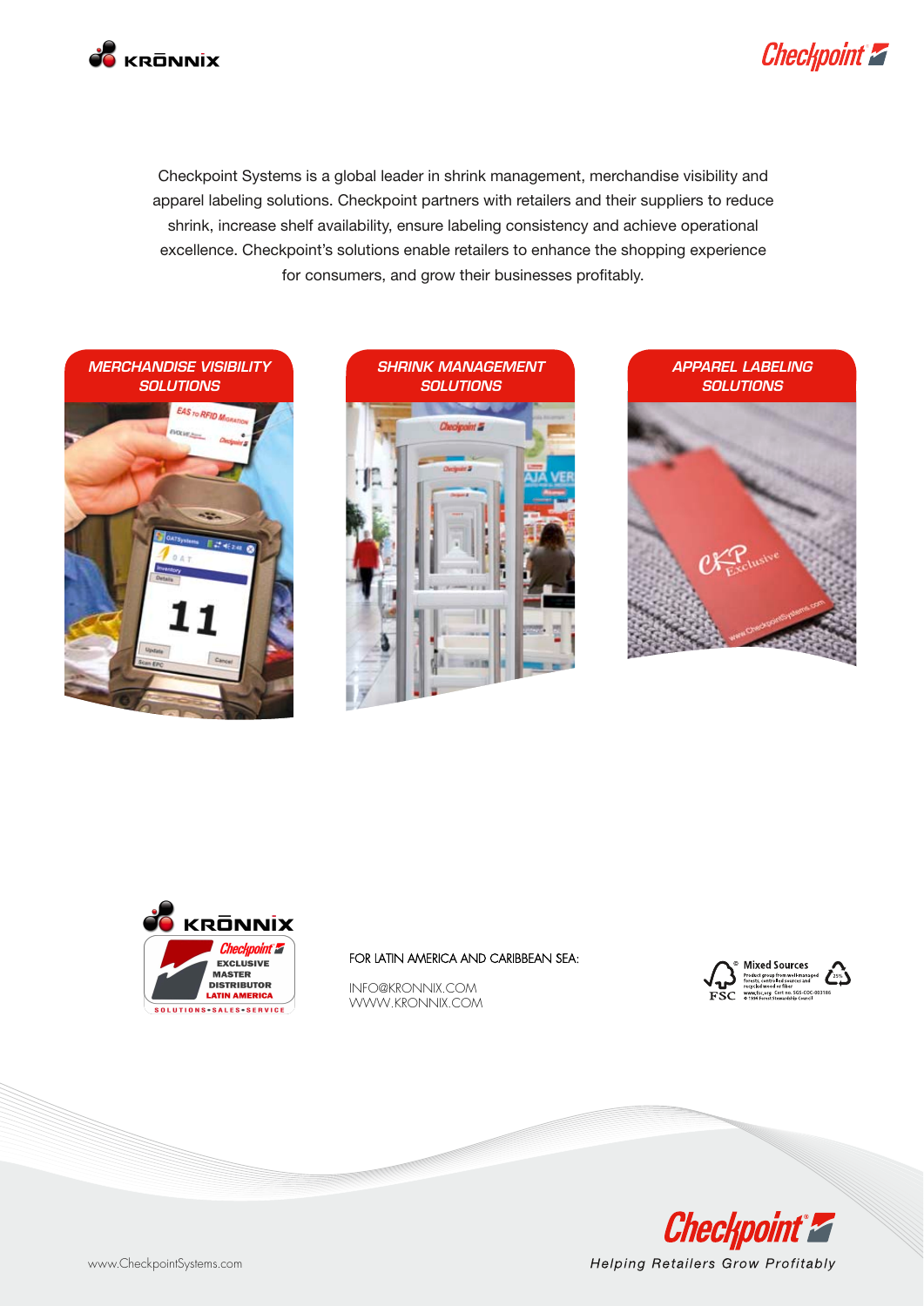Checkpoint Systems is a global leader in shrink management, merchandise visibility and apparel labeling solutions. Checkpoint partners with retailers and their suppliers to reduce shrink, increase shelf availability, ensure labeling consistency and achieve operational excellence. Checkpoint's solutions enable retailers to enhance the shopping experience for consumers, and grow their businesses profitably.

## MERCHANDISE VISIBILITY SOLUTIONS

## SHRINK MANAGEMENT SOLUTIONS

## APPAREL LABELING SOLUTIONS

KRŌNNIX
Checkpoint EXCLUSIVE MASTER DISTRIBUTOR LATIN AMERICA
SOLUTIONS • SALES • SERVICE

FOR LATIN AMERICA AND CARIBBEAN SEA:

INFO@KRONNIX.COM
WWW.KRONNIX.COM

Mixed Sources
Product group from well-managed forests, controlled sources and recycled wood or fiber
www.fsc.org Cert no. SGS-COC-003186
© 1996 Forest Stewardship Council

www.CheckpointSystems.com

Checkpoint
Helping Retailers Grow Profitably